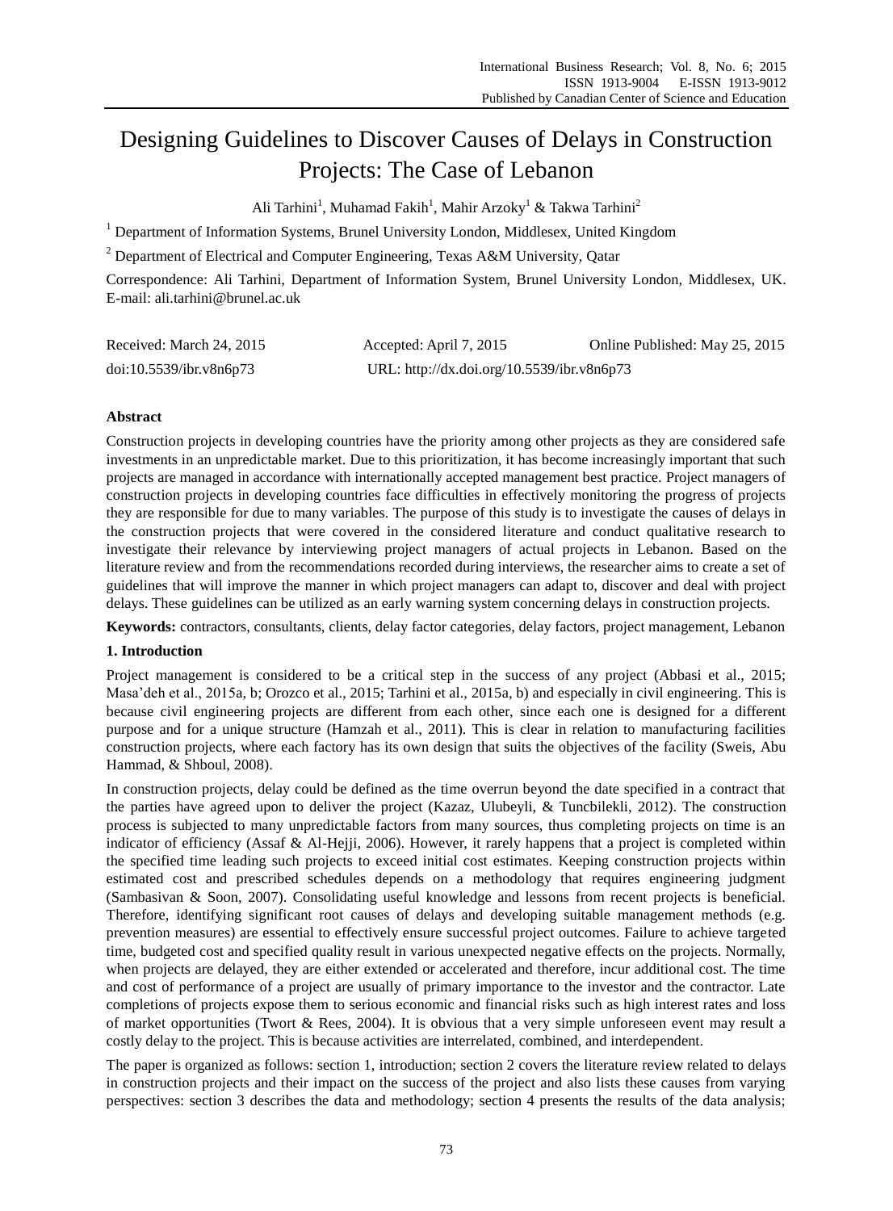# Designing Guidelines to Discover Causes of Delays in Construction Projects: The Case of Lebanon

Ali Tarhini[1], Muhamad Fakih[1], Mahir Arzoky[1] & Takwa Tarhini[2]

[1] Department of Information Systems, Brunel University London, Middlesex, United Kingdom

[2] Department of Electrical and Computer Engineering, Texas A&M University, Qatar

Correspondence: Ali Tarhini, Department of Information System, Brunel University London, Middlesex, UK. E-mail: ali.tarhini@brunel.ac.uk

Received: March 24, 2015 Accepted: April 7, 2015 Online Published: May 25, 2015

doi:10.5539/ibr.v8n6p73 URL: http://dx.doi.org/10.5539/ibr.v8n6p73

## Abstract

Construction projects in developing countries have the priority among other projects as they are considered safe investments in an unpredictable market. Due to this prioritization, it has become increasingly important that such projects are managed in accordance with internationally accepted management best practice. Project managers of construction projects in developing countries face difficulties in effectively monitoring the progress of projects they are responsible for due to many variables. The purpose of this study is to investigate the causes of delays in the construction projects that were covered in the considered literature and conduct qualitative research to investigate their relevance by interviewing project managers of actual projects in Lebanon. Based on the literature review and from the recommendations recorded during interviews, the researcher aims to create a set of guidelines that will improve the manner in which project managers can adapt to, discover and deal with project delays. These guidelines can be utilized as an early warning system concerning delays in construction projects.

**Keywords:** contractors, consultants, clients, delay factor categories, delay factors, project management, Lebanon

## 1. Introduction

Project management is considered to be a critical step in the success of any project (Abbasi et al., 2015; Masa'deh et al., 2015a, b; Orozco et al., 2015; Tarhini et al., 2015a, b) and especially in civil engineering. This is because civil engineering projects are different from each other, since each one is designed for a different purpose and for a unique structure (Hamzah et al., 2011). This is clear in relation to manufacturing facilities construction projects, where each factory has its own design that suits the objectives of the facility (Sweis, Abu Hammad, & Shboul, 2008).

In construction projects, delay could be defined as the time overrun beyond the date specified in a contract that the parties have agreed upon to deliver the project (Kazaz, Ulubeyli, & Tuncbilekli, 2012). The construction process is subjected to many unpredictable factors from many sources, thus completing projects on time is an indicator of efficiency (Assaf & Al-Hejji, 2006). However, it rarely happens that a project is completed within the specified time leading such projects to exceed initial cost estimates. Keeping construction projects within estimated cost and prescribed schedules depends on a methodology that requires engineering judgment (Sambasivan & Soon, 2007). Consolidating useful knowledge and lessons from recent projects is beneficial. Therefore, identifying significant root causes of delays and developing suitable management methods (e.g. prevention measures) are essential to effectively ensure successful project outcomes. Failure to achieve targeted time, budgeted cost and specified quality result in various unexpected negative effects on the projects. Normally, when projects are delayed, they are either extended or accelerated and therefore, incur additional cost. The time and cost of performance of a project are usually of primary importance to the investor and the contractor. Late completions of projects expose them to serious economic and financial risks such as high interest rates and loss of market opportunities (Twort & Rees, 2004). It is obvious that a very simple unforeseen event may result a costly delay to the project. This is because activities are interrelated, combined, and interdependent.

The paper is organized as follows: section 1, introduction; section 2 covers the literature review related to delays in construction projects and their impact on the success of the project and also lists these causes from varying perspectives: section 3 describes the data and methodology; section 4 presents the results of the data analysis;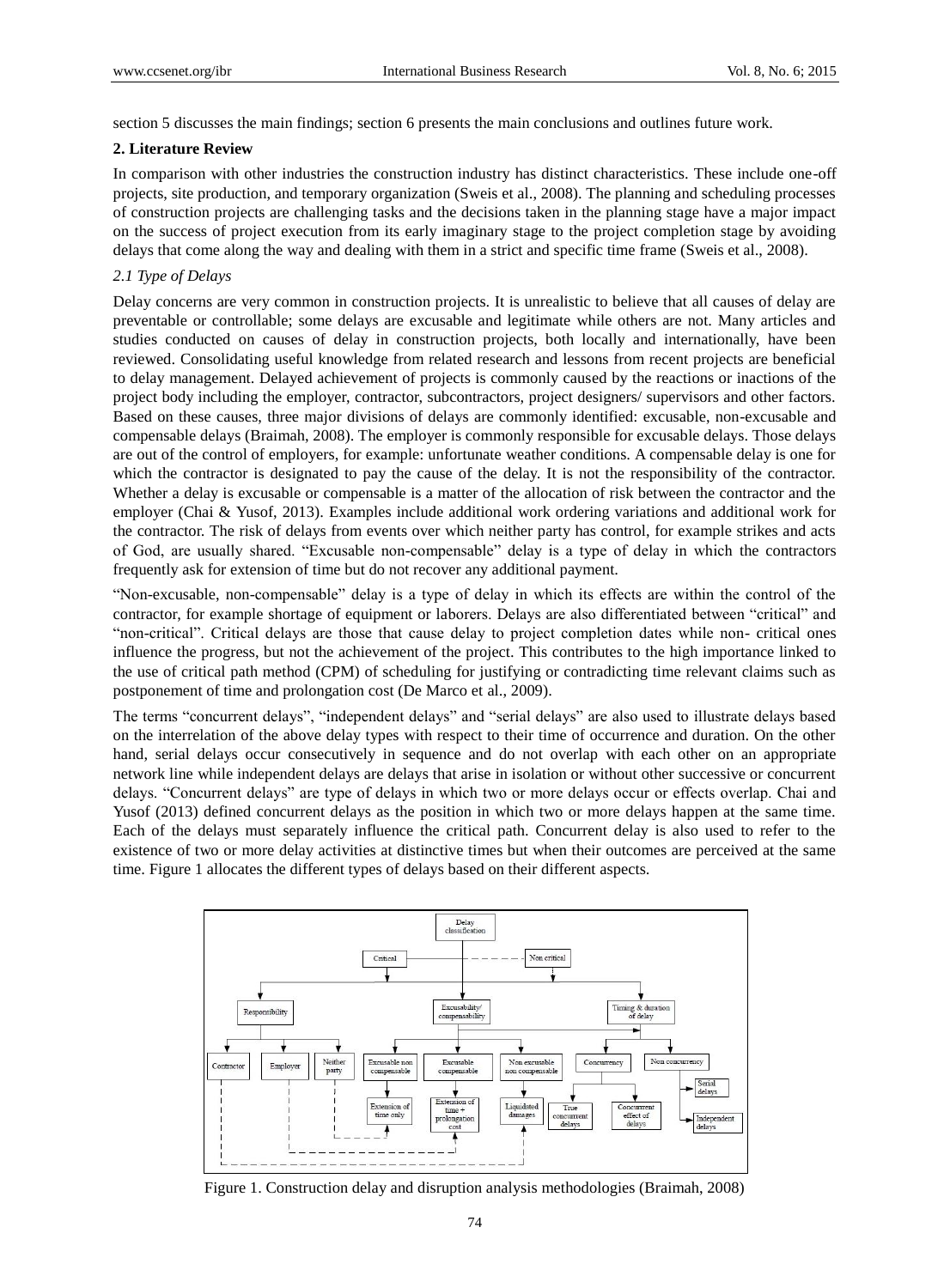section 5 discusses the main findings; section 6 presents the main conclusions and outlines future work.

## 2. Literature Review

In comparison with other industries the construction industry has distinct characteristics. These include one-off projects, site production, and temporary organization (Sweis et al., 2008). The planning and scheduling processes of construction projects are challenging tasks and the decisions taken in the planning stage have a major impact on the success of project execution from its early imaginary stage to the project completion stage by avoiding delays that come along the way and dealing with them in a strict and specific time frame (Sweis et al., 2008).

### *2.1 Type of Delays*

Delay concerns are very common in construction projects. It is unrealistic to believe that all causes of delay are preventable or controllable; some delays are excusable and legitimate while others are not. Many articles and studies conducted on causes of delay in construction projects, both locally and internationally, have been reviewed. Consolidating useful knowledge from related research and lessons from recent projects are beneficial to delay management. Delayed achievement of projects is commonly caused by the reactions or inactions of the project body including the employer, contractor, subcontractors, project designers/ supervisors and other factors. Based on these causes, three major divisions of delays are commonly identified: excusable, non-excusable and compensable delays (Braimah, 2008). The employer is commonly responsible for excusable delays. Those delays are out of the control of employers, for example: unfortunate weather conditions. A compensable delay is one for which the contractor is designated to pay the cause of the delay. It is not the responsibility of the contractor. Whether a delay is excusable or compensable is a matter of the allocation of risk between the contractor and the employer (Chai & Yusof, 2013). Examples include additional work ordering variations and additional work for the contractor. The risk of delays from events over which neither party has control, for example strikes and acts of God, are usually shared. "Excusable non-compensable" delay is a type of delay in which the contractors frequently ask for extension of time but do not recover any additional payment.

"Non-excusable, non-compensable" delay is a type of delay in which its effects are within the control of the contractor, for example shortage of equipment or laborers. Delays are also differentiated between "critical" and "non-critical". Critical delays are those that cause delay to project completion dates while non- critical ones influence the progress, but not the achievement of the project. This contributes to the high importance linked to the use of critical path method (CPM) of scheduling for justifying or contradicting time relevant claims such as postponement of time and prolongation cost (De Marco et al., 2009).

The terms "concurrent delays", "independent delays" and "serial delays" are also used to illustrate delays based on the interrelation of the above delay types with respect to their time of occurrence and duration. On the other hand, serial delays occur consecutively in sequence and do not overlap with each other on an appropriate network line while independent delays are delays that arise in isolation or without other successive or concurrent delays. "Concurrent delays" are type of delays in which two or more delays occur or effects overlap. Chai and Yusof (2013) defined concurrent delays as the position in which two or more delays happen at the same time. Each of the delays must separately influence the critical path. Concurrent delay is also used to refer to the existence of two or more delay activities at distinctive times but when their outcomes are perceived at the same time. Figure 1 allocates the different types of delays based on their different aspects.

Figure 1. Construction delay and disruption analysis methodologies (Braimah, 2008)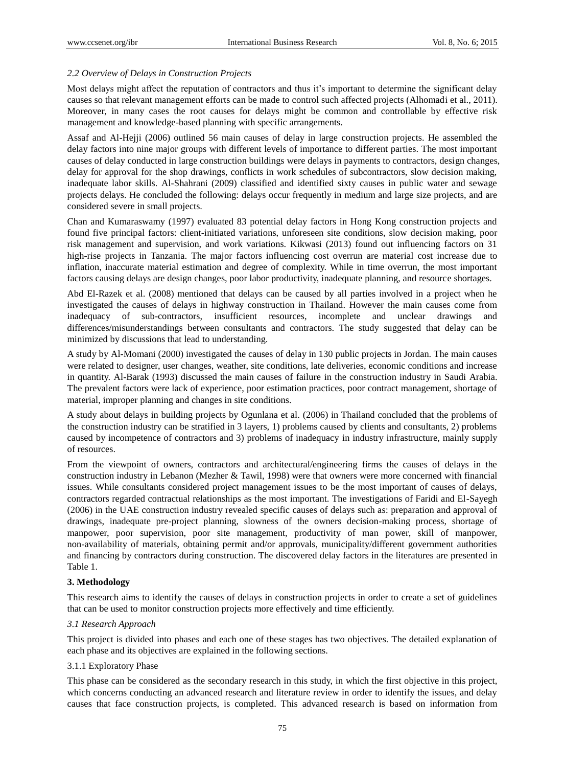### *2.2 Overview of Delays in Construction Projects*

Most delays might affect the reputation of contractors and thus it's important to determine the significant delay causes so that relevant management efforts can be made to control such affected projects (Alhomadi et al., 2011). Moreover, in many cases the root causes for delays might be common and controllable by effective risk management and knowledge-based planning with specific arrangements.

Assaf and Al-Hejji (2006) outlined 56 main causes of delay in large construction projects. He assembled the delay factors into nine major groups with different levels of importance to different parties. The most important causes of delay conducted in large construction buildings were delays in payments to contractors, design changes, delay for approval for the shop drawings, conflicts in work schedules of subcontractors, slow decision making, inadequate labor skills. Al-Shahrani (2009) classified and identified sixty causes in public water and sewage projects delays. He concluded the following: delays occur frequently in medium and large size projects, and are considered severe in small projects.

Chan and Kumaraswamy (1997) evaluated 83 potential delay factors in Hong Kong construction projects and found five principal factors: client-initiated variations, unforeseen site conditions, slow decision making, poor risk management and supervision, and work variations. Kikwasi (2013) found out influencing factors on 31 high-rise projects in Tanzania. The major factors influencing cost overrun are material cost increase due to inflation, inaccurate material estimation and degree of complexity. While in time overrun, the most important factors causing delays are design changes, poor labor productivity, inadequate planning, and resource shortages.

Abd El-Razek et al. (2008) mentioned that delays can be caused by all parties involved in a project when he investigated the causes of delays in highway construction in Thailand. However the main causes come from inadequacy of sub-contractors, insufficient resources, incomplete and unclear drawings and differences/misunderstandings between consultants and contractors. The study suggested that delay can be minimized by discussions that lead to understanding.

A study by Al-Momani (2000) investigated the causes of delay in 130 public projects in Jordan. The main causes were related to designer, user changes, weather, site conditions, late deliveries, economic conditions and increase in quantity. Al-Barak (1993) discussed the main causes of failure in the construction industry in Saudi Arabia. The prevalent factors were lack of experience, poor estimation practices, poor contract management, shortage of material, improper planning and changes in site conditions.

A study about delays in building projects by Ogunlana et al. (2006) in Thailand concluded that the problems of the construction industry can be stratified in 3 layers, 1) problems caused by clients and consultants, 2) problems caused by incompetence of contractors and 3) problems of inadequacy in industry infrastructure, mainly supply of resources.

From the viewpoint of owners, contractors and architectural/engineering firms the causes of delays in the construction industry in Lebanon (Mezher & Tawil, 1998) were that owners were more concerned with financial issues. While consultants considered project management issues to be the most important of causes of delays, contractors regarded contractual relationships as the most important. The investigations of Faridi and El-Sayegh (2006) in the UAE construction industry revealed specific causes of delays such as: preparation and approval of drawings, inadequate pre-project planning, slowness of the owners decision-making process, shortage of manpower, poor supervision, poor site management, productivity of man power, skill of manpower, non-availability of materials, obtaining permit and/or approvals, municipality/different government authorities and financing by contractors during construction. The discovered delay factors in the literatures are presented in Table 1.

## 3. Methodology

This research aims to identify the causes of delays in construction projects in order to create a set of guidelines that can be used to monitor construction projects more effectively and time efficiently.

### *3.1 Research Approach*

This project is divided into phases and each one of these stages has two objectives. The detailed explanation of each phase and its objectives are explained in the following sections.

#### 3.1.1 Exploratory Phase

This phase can be considered as the secondary research in this study, in which the first objective in this project, which concerns conducting an advanced research and literature review in order to identify the issues, and delay causes that face construction projects, is completed. This advanced research is based on information from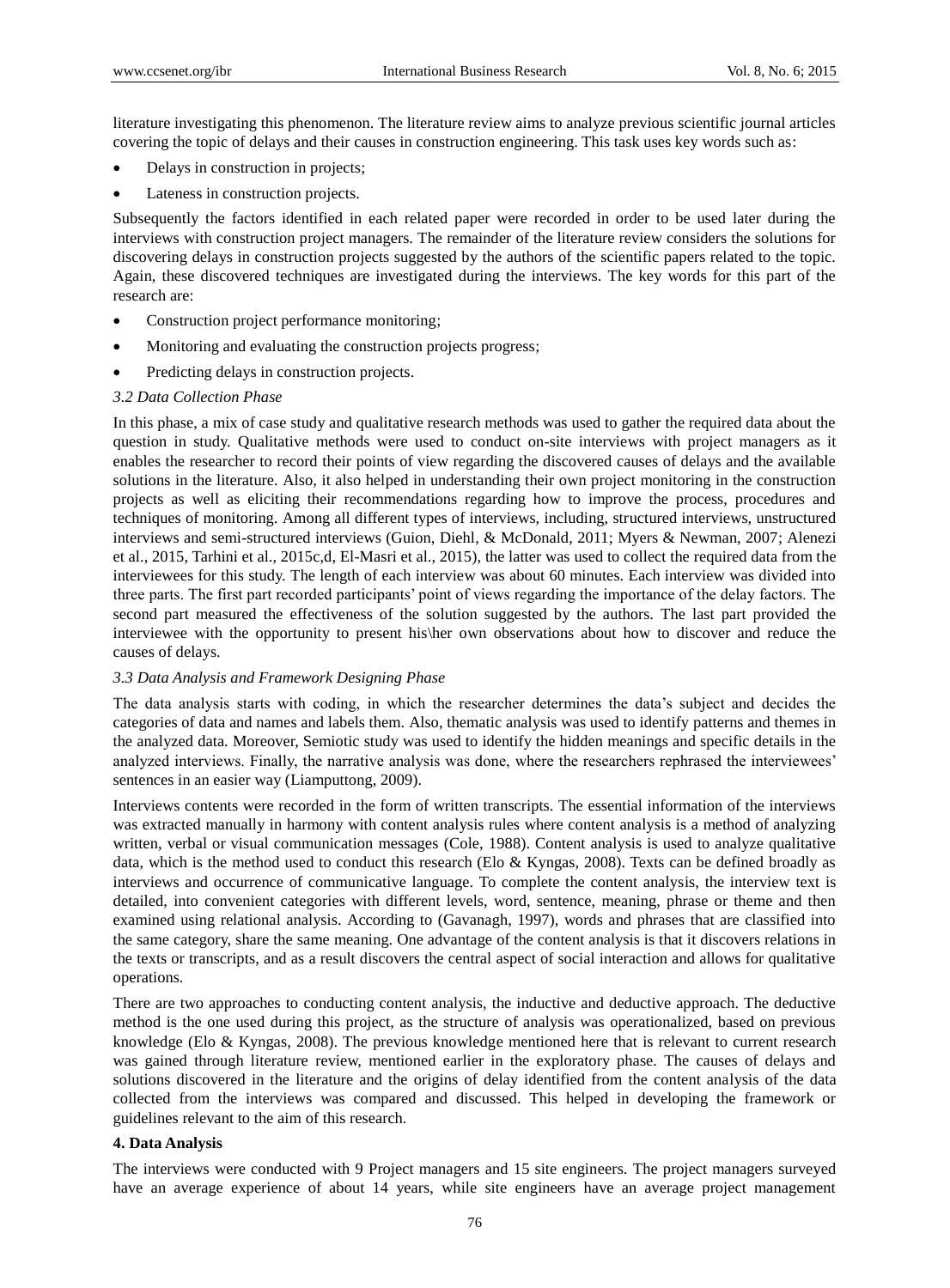literature investigating this phenomenon. The literature review aims to analyze previous scientific journal articles covering the topic of delays and their causes in construction engineering. This task uses key words such as:

- Delays in construction in projects;
- Lateness in construction projects.

Subsequently the factors identified in each related paper were recorded in order to be used later during the interviews with construction project managers. The remainder of the literature review considers the solutions for discovering delays in construction projects suggested by the authors of the scientific papers related to the topic. Again, these discovered techniques are investigated during the interviews. The key words for this part of the research are:

- Construction project performance monitoring;
- Monitoring and evaluating the construction projects progress;
- Predicting delays in construction projects.

### *3.2 Data Collection Phase*

In this phase, a mix of case study and qualitative research methods was used to gather the required data about the question in study. Qualitative methods were used to conduct on-site interviews with project managers as it enables the researcher to record their points of view regarding the discovered causes of delays and the available solutions in the literature. Also, it also helped in understanding their own project monitoring in the construction projects as well as eliciting their recommendations regarding how to improve the process, procedures and techniques of monitoring. Among all different types of interviews, including, structured interviews, unstructured interviews and semi-structured interviews (Guion, Diehl, & McDonald, 2011; Myers & Newman, 2007; Alenezi et al., 2015, Tarhini et al., 2015c,d, El-Masri et al., 2015), the latter was used to collect the required data from the interviewees for this study. The length of each interview was about 60 minutes. Each interview was divided into three parts. The first part recorded participants' point of views regarding the importance of the delay factors. The second part measured the effectiveness of the solution suggested by the authors. The last part provided the interviewee with the opportunity to present his\her own observations about how to discover and reduce the causes of delays.

### *3.3 Data Analysis and Framework Designing Phase*

The data analysis starts with coding, in which the researcher determines the data's subject and decides the categories of data and names and labels them. Also, thematic analysis was used to identify patterns and themes in the analyzed data. Moreover, Semiotic study was used to identify the hidden meanings and specific details in the analyzed interviews. Finally, the narrative analysis was done, where the researchers rephrased the interviewees' sentences in an easier way (Liamputtong, 2009).

Interviews contents were recorded in the form of written transcripts. The essential information of the interviews was extracted manually in harmony with content analysis rules where content analysis is a method of analyzing written, verbal or visual communication messages (Cole, 1988). Content analysis is used to analyze qualitative data, which is the method used to conduct this research (Elo & Kyngas, 2008). Texts can be defined broadly as interviews and occurrence of communicative language. To complete the content analysis, the interview text is detailed, into convenient categories with different levels, word, sentence, meaning, phrase or theme and then examined using relational analysis. According to (Gavanagh, 1997), words and phrases that are classified into the same category, share the same meaning. One advantage of the content analysis is that it discovers relations in the texts or transcripts, and as a result discovers the central aspect of social interaction and allows for qualitative operations.

There are two approaches to conducting content analysis, the inductive and deductive approach. The deductive method is the one used during this project, as the structure of analysis was operationalized, based on previous knowledge (Elo & Kyngas, 2008). The previous knowledge mentioned here that is relevant to current research was gained through literature review, mentioned earlier in the exploratory phase. The causes of delays and solutions discovered in the literature and the origins of delay identified from the content analysis of the data collected from the interviews was compared and discussed. This helped in developing the framework or guidelines relevant to the aim of this research.

## **4. Data Analysis**

The interviews were conducted with 9 Project managers and 15 site engineers. The project managers surveyed have an average experience of about 14 years, while site engineers have an average project management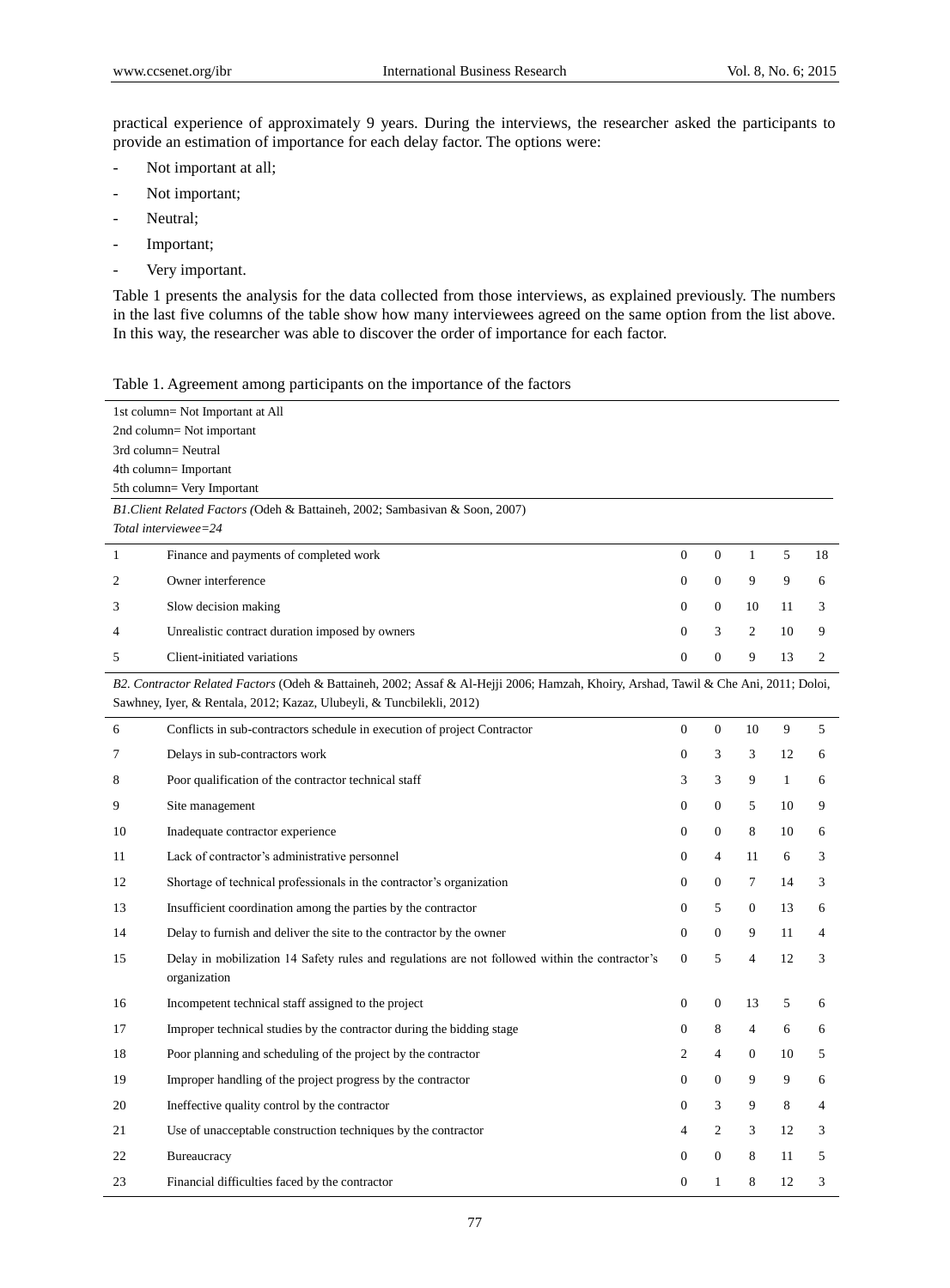practical experience of approximately 9 years. During the interviews, the researcher asked the participants to provide an estimation of importance for each delay factor. The options were:

- Not important at all;
- Not important;
- Neutral;
- Important;
- Very important.

Table 1 presents the analysis for the data collected from those interviews, as explained previously. The numbers in the last five columns of the table show how many interviewees agreed on the same option from the list above. In this way, the researcher was able to discover the order of importance for each factor.

Table 1. Agreement among participants on the importance of the factors

1st column= Not Important at All
2nd column= Not important
3rd column= Neutral
4th column= Important
5th column= Very Important

| | | | | | | |
|---|---|---|---|---|---|---|
| *B1.Client Related Factors (*Odeh & Battaineh, 2002; Sambasivan & Soon, 2007) *Total interviewee=24* | | | | | | |
| 1 | Finance and payments of completed work | 0 | 0 | 1 | 5 | 18 |
| 2 | Owner interference | 0 | 0 | 9 | 9 | 6 |
| 3 | Slow decision making | 0 | 0 | 10 | 11 | 3 |
| 4 | Unrealistic contract duration imposed by owners | 0 | 3 | 2 | 10 | 9 |
| 5 | Client-initiated variations | 0 | 0 | 9 | 13 | 2 |
| *B2. Contractor Related Factors* (Odeh & Battaineh, 2002; Assaf & Al-Hejji 2006; Hamzah, Khoiry, Arshad, Tawil & Che Ani, 2011; Doloi, Sawhney, Iyer, & Rentala, 2012; Kazaz, Ulubeyli, & Tuncbilekli, 2012) | | | | | | |
| 6 | Conflicts in sub-contractors schedule in execution of project Contractor | 0 | 0 | 10 | 9 | 5 |
| 7 | Delays in sub-contractors work | 0 | 3 | 3 | 12 | 6 |
| 8 | Poor qualification of the contractor technical staff | 3 | 3 | 9 | 1 | 6 |
| 9 | Site management | 0 | 0 | 5 | 10 | 9 |
| 10 | Inadequate contractor experience | 0 | 0 | 8 | 10 | 6 |
| 11 | Lack of contractor's administrative personnel | 0 | 4 | 11 | 6 | 3 |
| 12 | Shortage of technical professionals in the contractor's organization | 0 | 0 | 7 | 14 | 3 |
| 13 | Insufficient coordination among the parties by the contractor | 0 | 5 | 0 | 13 | 6 |
| 14 | Delay to furnish and deliver the site to the contractor by the owner | 0 | 0 | 9 | 11 | 4 |
| 15 | Delay in mobilization 14 Safety rules and regulations are not followed within the contractor's organization | 0 | 5 | 4 | 12 | 3 |
| 16 | Incompetent technical staff assigned to the project | 0 | 0 | 13 | 5 | 6 |
| 17 | Improper technical studies by the contractor during the bidding stage | 0 | 8 | 4 | 6 | 6 |
| 18 | Poor planning and scheduling of the project by the contractor | 2 | 4 | 0 | 10 | 5 |
| 19 | Improper handling of the project progress by the contractor | 0 | 0 | 9 | 9 | 6 |
| 20 | Ineffective quality control by the contractor | 0 | 3 | 9 | 8 | 4 |
| 21 | Use of unacceptable construction techniques by the contractor | 4 | 2 | 3 | 12 | 3 |
| 22 | Bureaucracy | 0 | 0 | 8 | 11 | 5 |
| 23 | Financial difficulties faced by the contractor | 0 | 1 | 8 | 12 | 3 |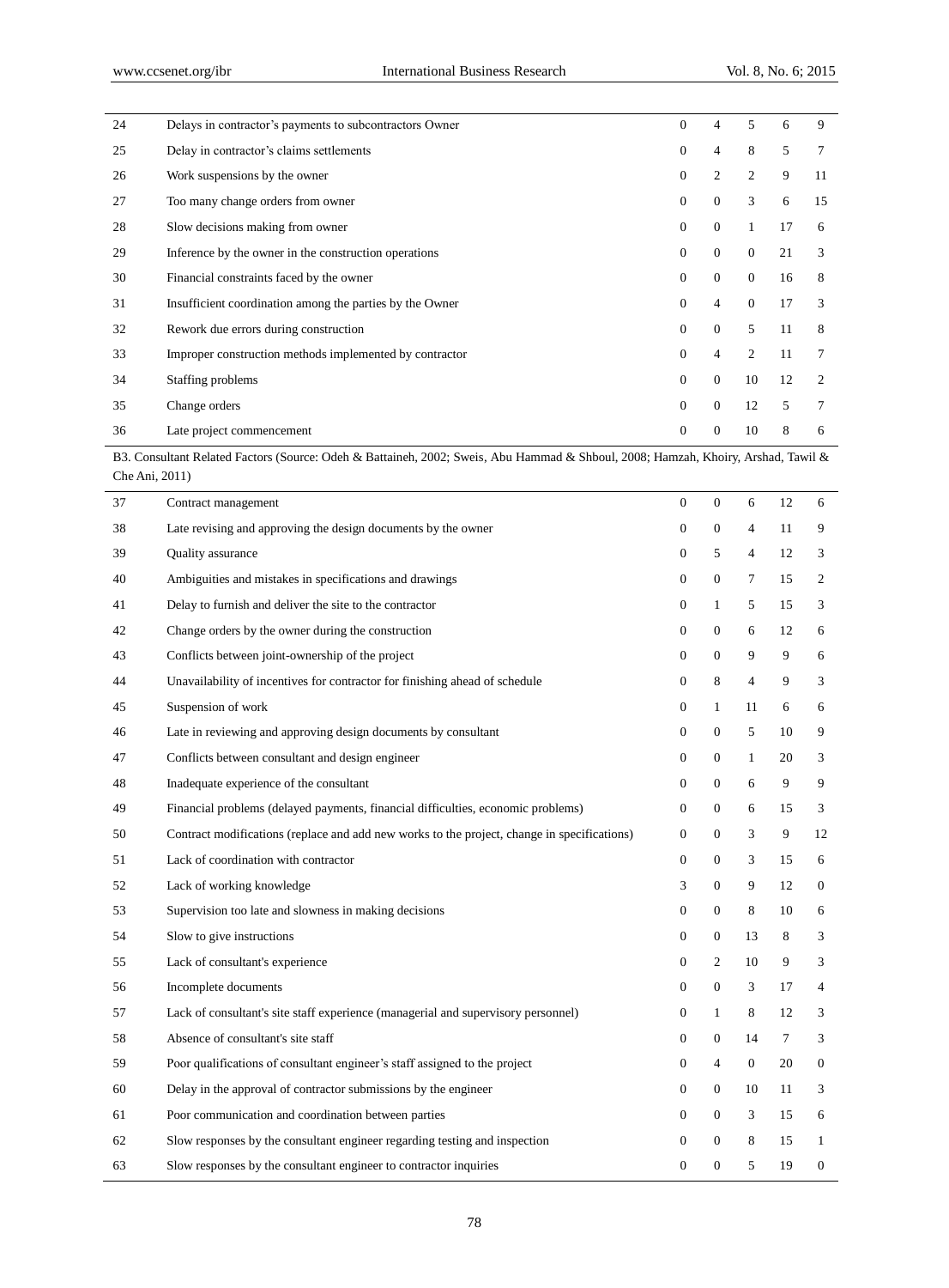| | | | | | | |
|---|---|---|---|---|---|---|
| 24 | Delays in contractor's payments to subcontractors Owner | 0 | 4 | 5 | 6 | 9 |
| 25 | Delay in contractor's claims settlements | 0 | 4 | 8 | 5 | 7 |
| 26 | Work suspensions by the owner | 0 | 2 | 2 | 9 | 11 |
| 27 | Too many change orders from owner | 0 | 0 | 3 | 6 | 15 |
| 28 | Slow decisions making from owner | 0 | 0 | 1 | 17 | 6 |
| 29 | Inference by the owner in the construction operations | 0 | 0 | 0 | 21 | 3 |
| 30 | Financial constraints faced by the owner | 0 | 0 | 0 | 16 | 8 |
| 31 | Insufficient coordination among the parties by the Owner | 0 | 4 | 0 | 17 | 3 |
| 32 | Rework due errors during construction | 0 | 0 | 5 | 11 | 8 |
| 33 | Improper construction methods implemented by contractor | 0 | 4 | 2 | 11 | 7 |
| 34 | Staffing problems | 0 | 0 | 10 | 12 | 2 |
| 35 | Change orders | 0 | 0 | 12 | 5 | 7 |
| 36 | Late project commencement | 0 | 0 | 10 | 8 | 6 |
| B3. Consultant Related Factors (Source: Odeh & Battaineh, 2002; Sweis, Abu Hammad & Shboul, 2008; Hamzah, Khoiry, Arshad, Tawil & Che Ani, 2011) | | | | | | |
| 37 | Contract management | 0 | 0 | 6 | 12 | 6 |
| 38 | Late revising and approving the design documents by the owner | 0 | 0 | 4 | 11 | 9 |
| 39 | Quality assurance | 0 | 5 | 4 | 12 | 3 |
| 40 | Ambiguities and mistakes in specifications and drawings | 0 | 0 | 7 | 15 | 2 |
| 41 | Delay to furnish and deliver the site to the contractor | 0 | 1 | 5 | 15 | 3 |
| 42 | Change orders by the owner during the construction | 0 | 0 | 6 | 12 | 6 |
| 43 | Conflicts between joint-ownership of the project | 0 | 0 | 9 | 9 | 6 |
| 44 | Unavailability of incentives for contractor for finishing ahead of schedule | 0 | 8 | 4 | 9 | 3 |
| 45 | Suspension of work | 0 | 1 | 11 | 6 | 6 |
| 46 | Late in reviewing and approving design documents by consultant | 0 | 0 | 5 | 10 | 9 |
| 47 | Conflicts between consultant and design engineer | 0 | 0 | 1 | 20 | 3 |
| 48 | Inadequate experience of the consultant | 0 | 0 | 6 | 9 | 9 |
| 49 | Financial problems (delayed payments, financial difficulties, economic problems) | 0 | 0 | 6 | 15 | 3 |
| 50 | Contract modifications (replace and add new works to the project, change in specifications) | 0 | 0 | 3 | 9 | 12 |
| 51 | Lack of coordination with contractor | 0 | 0 | 3 | 15 | 6 |
| 52 | Lack of working knowledge | 3 | 0 | 9 | 12 | 0 |
| 53 | Supervision too late and slowness in making decisions | 0 | 0 | 8 | 10 | 6 |
| 54 | Slow to give instructions | 0 | 0 | 13 | 8 | 3 |
| 55 | Lack of consultant's experience | 0 | 2 | 10 | 9 | 3 |
| 56 | Incomplete documents | 0 | 0 | 3 | 17 | 4 |
| 57 | Lack of consultant's site staff experience (managerial and supervisory personnel) | 0 | 1 | 8 | 12 | 3 |
| 58 | Absence of consultant's site staff | 0 | 0 | 14 | 7 | 3 |
| 59 | Poor qualifications of consultant engineer's staff assigned to the project | 0 | 4 | 0 | 20 | 0 |
| 60 | Delay in the approval of contractor submissions by the engineer | 0 | 0 | 10 | 11 | 3 |
| 61 | Poor communication and coordination between parties | 0 | 0 | 3 | 15 | 6 |
| 62 | Slow responses by the consultant engineer regarding testing and inspection | 0 | 0 | 8 | 15 | 1 |
| 63 | Slow responses by the consultant engineer to contractor inquiries | 0 | 0 | 5 | 19 | 0 |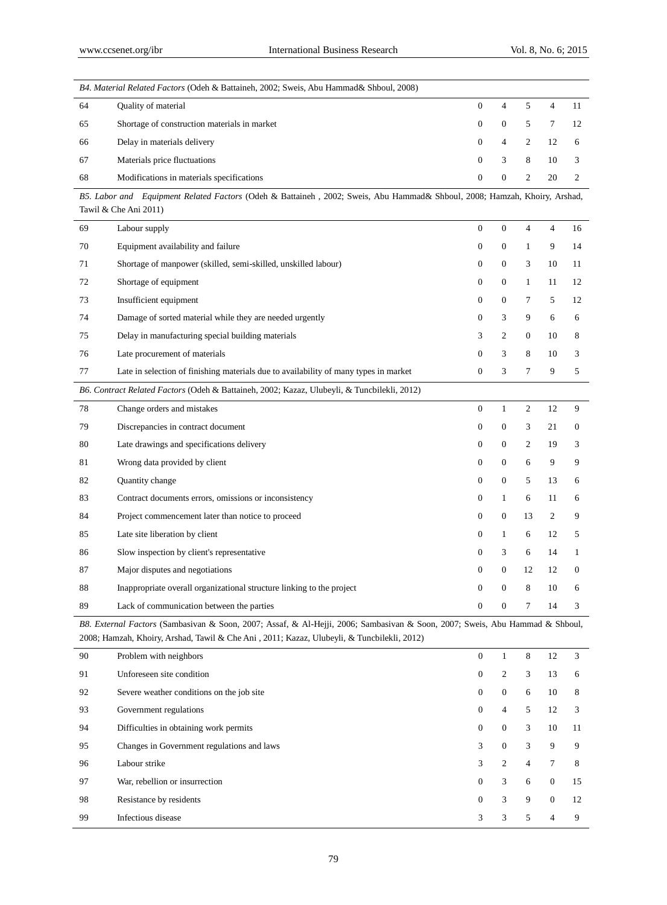| | | | | | | |
|---|---|---|---|---|---|---|
| *B4. Material Related Factors* (Odeh & Battaineh, 2002; Sweis, Abu Hammad& Shboul, 2008) | | | | | | |
| 64 | Quality of material | 0 | 4 | 5 | 4 | 11 |
| 65 | Shortage of construction materials in market | 0 | 0 | 5 | 7 | 12 |
| 66 | Delay in materials delivery | 0 | 4 | 2 | 12 | 6 |
| 67 | Materials price fluctuations | 0 | 3 | 8 | 10 | 3 |
| 68 | Modifications in materials specifications | 0 | 0 | 2 | 20 | 2 |
| *B5. Labor and Equipment Related Factors* (Odeh & Battaineh , 2002; Sweis, Abu Hammad& Shboul, 2008; Hamzah, Khoiry, Arshad, Tawil & Che Ani 2011) | | | | | | |
| 69 | Labour supply | 0 | 0 | 4 | 4 | 16 |
| 70 | Equipment availability and failure | 0 | 0 | 1 | 9 | 14 |
| 71 | Shortage of manpower (skilled, semi-skilled, unskilled labour) | 0 | 0 | 3 | 10 | 11 |
| 72 | Shortage of equipment | 0 | 0 | 1 | 11 | 12 |
| 73 | Insufficient equipment | 0 | 0 | 7 | 5 | 12 |
| 74 | Damage of sorted material while they are needed urgently | 0 | 3 | 9 | 6 | 6 |
| 75 | Delay in manufacturing special building materials | 3 | 2 | 0 | 10 | 8 |
| 76 | Late procurement of materials | 0 | 3 | 8 | 10 | 3 |
| 77 | Late in selection of finishing materials due to availability of many types in market | 0 | 3 | 7 | 9 | 5 |
| *B6. Contract Related Factors* (Odeh & Battaineh, 2002; Kazaz, Ulubeyli, & Tuncbilekli, 2012) | | | | | | |
| 78 | Change orders and mistakes | 0 | 1 | 2 | 12 | 9 |
| 79 | Discrepancies in contract document | 0 | 0 | 3 | 21 | 0 |
| 80 | Late drawings and specifications delivery | 0 | 0 | 2 | 19 | 3 |
| 81 | Wrong data provided by client | 0 | 0 | 6 | 9 | 9 |
| 82 | Quantity change | 0 | 0 | 5 | 13 | 6 |
| 83 | Contract documents errors, omissions or inconsistency | 0 | 1 | 6 | 11 | 6 |
| 84 | Project commencement later than notice to proceed | 0 | 0 | 13 | 2 | 9 |
| 85 | Late site liberation by client | 0 | 1 | 6 | 12 | 5 |
| 86 | Slow inspection by client's representative | 0 | 3 | 6 | 14 | 1 |
| 87 | Major disputes and negotiations | 0 | 0 | 12 | 12 | 0 |
| 88 | Inappropriate overall organizational structure linking to the project | 0 | 0 | 8 | 10 | 6 |
| 89 | Lack of communication between the parties | 0 | 0 | 7 | 14 | 3 |
| *B8. External Factors* (Sambasivan & Soon, 2007; Assaf, & Al-Hejji, 2006; Sambasivan & Soon, 2007; Sweis, Abu Hammad & Shboul, 2008; Hamzah, Khoiry, Arshad, Tawil & Che Ani , 2011; Kazaz, Ulubeyli, & Tuncbilekli, 2012) | | | | | | |
| 90 | Problem with neighbors | 0 | 1 | 8 | 12 | 3 |
| 91 | Unforeseen site condition | 0 | 2 | 3 | 13 | 6 |
| 92 | Severe weather conditions on the job site | 0 | 0 | 6 | 10 | 8 |
| 93 | Government regulations | 0 | 4 | 5 | 12 | 3 |
| 94 | Difficulties in obtaining work permits | 0 | 0 | 3 | 10 | 11 |
| 95 | Changes in Government regulations and laws | 3 | 0 | 3 | 9 | 9 |
| 96 | Labour strike | 3 | 2 | 4 | 7 | 8 |
| 97 | War, rebellion or insurrection | 0 | 3 | 6 | 0 | 15 |
| 98 | Resistance by residents | 0 | 3 | 9 | 0 | 12 |
| 99 | Infectious disease | 3 | 3 | 5 | 4 | 9 |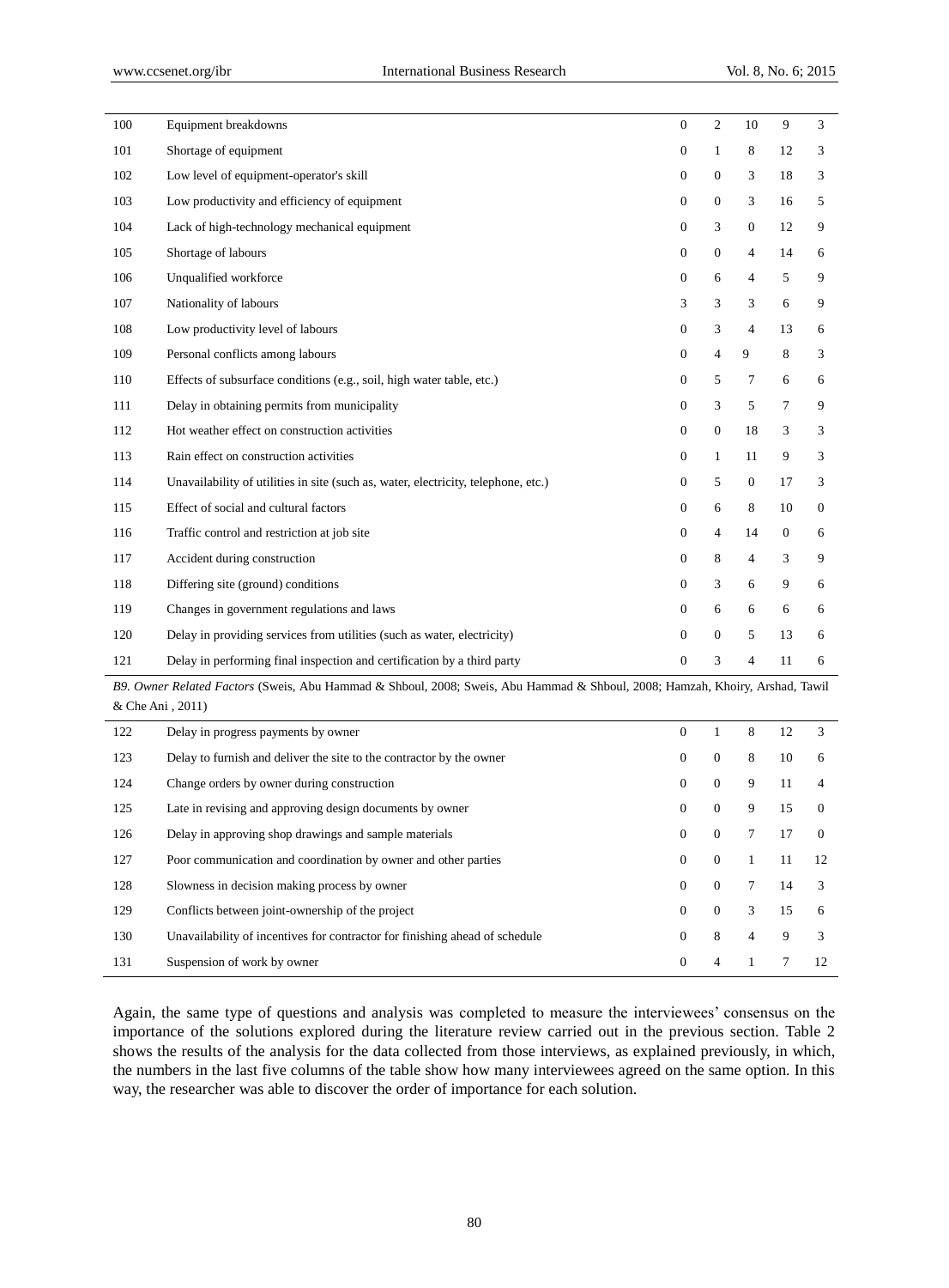| | | | | | | |
|---|---|---|---|---|---|---|
| 100 | Equipment breakdowns | 0 | 2 | 10 | 9 | 3 |
| 101 | Shortage of equipment | 0 | 1 | 8 | 12 | 3 |
| 102 | Low level of equipment-operator's skill | 0 | 0 | 3 | 18 | 3 |
| 103 | Low productivity and efficiency of equipment | 0 | 0 | 3 | 16 | 5 |
| 104 | Lack of high-technology mechanical equipment | 0 | 3 | 0 | 12 | 9 |
| 105 | Shortage of labours | 0 | 0 | 4 | 14 | 6 |
| 106 | Unqualified workforce | 0 | 6 | 4 | 5 | 9 |
| 107 | Nationality of labours | 3 | 3 | 3 | 6 | 9 |
| 108 | Low productivity level of labours | 0 | 3 | 4 | 13 | 6 |
| 109 | Personal conflicts among labours | 0 | 4 | 9 | 8 | 3 |
| 110 | Effects of subsurface conditions (e.g., soil, high water table, etc.) | 0 | 5 | 7 | 6 | 6 |
| 111 | Delay in obtaining permits from municipality | 0 | 3 | 5 | 7 | 9 |
| 112 | Hot weather effect on construction activities | 0 | 0 | 18 | 3 | 3 |
| 113 | Rain effect on construction activities | 0 | 1 | 11 | 9 | 3 |
| 114 | Unavailability of utilities in site (such as, water, electricity, telephone, etc.) | 0 | 5 | 0 | 17 | 3 |
| 115 | Effect of social and cultural factors | 0 | 6 | 8 | 10 | 0 |
| 116 | Traffic control and restriction at job site | 0 | 4 | 14 | 0 | 6 |
| 117 | Accident during construction | 0 | 8 | 4 | 3 | 9 |
| 118 | Differing site (ground) conditions | 0 | 3 | 6 | 9 | 6 |
| 119 | Changes in government regulations and laws | 0 | 6 | 6 | 6 | 6 |
| 120 | Delay in providing services from utilities (such as water, electricity) | 0 | 0 | 5 | 13 | 6 |
| 121 | Delay in performing final inspection and certification by a third party | 0 | 3 | 4 | 11 | 6 |
| *B9. Owner Related Factors* (Sweis, Abu Hammad & Shboul, 2008; Sweis, Abu Hammad & Shboul, 2008; Hamzah, Khoiry, Arshad, Tawil & Che Ani , 2011) | | | | | | |
| 122 | Delay in progress payments by owner | 0 | 1 | 8 | 12 | 3 |
| 123 | Delay to furnish and deliver the site to the contractor by the owner | 0 | 0 | 8 | 10 | 6 |
| 124 | Change orders by owner during construction | 0 | 0 | 9 | 11 | 4 |
| 125 | Late in revising and approving design documents by owner | 0 | 0 | 9 | 15 | 0 |
| 126 | Delay in approving shop drawings and sample materials | 0 | 0 | 7 | 17 | 0 |
| 127 | Poor communication and coordination by owner and other parties | 0 | 0 | 1 | 11 | 12 |
| 128 | Slowness in decision making process by owner | 0 | 0 | 7 | 14 | 3 |
| 129 | Conflicts between joint-ownership of the project | 0 | 0 | 3 | 15 | 6 |
| 130 | Unavailability of incentives for contractor for finishing ahead of schedule | 0 | 8 | 4 | 9 | 3 |
| 131 | Suspension of work by owner | 0 | 4 | 1 | 7 | 12 |

Again, the same type of questions and analysis was completed to measure the interviewees' consensus on the importance of the solutions explored during the literature review carried out in the previous section. Table 2 shows the results of the analysis for the data collected from those interviews, as explained previously, in which, the numbers in the last five columns of the table show how many interviewees agreed on the same option. In this way, the researcher was able to discover the order of importance for each solution.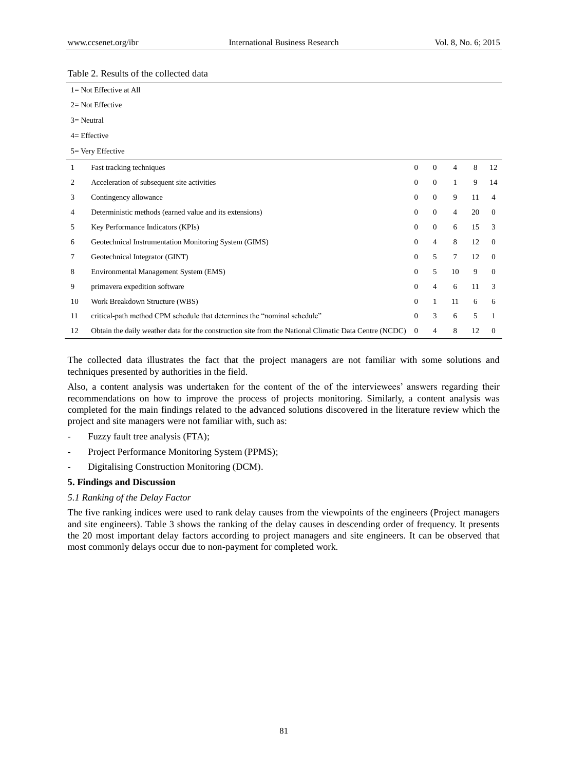Table 2. Results of the collected data

1= Not Effective at All

2= Not Effective

3= Neutral

4= Effective

5= Very Effective

| | | 1 | 2 | 3 | 4 | 5 |
|---|---|---|---|---|---|---|
| 1 | Fast tracking techniques | 0 | 0 | 4 | 8 | 12 |
| 2 | Acceleration of subsequent site activities | 0 | 0 | 1 | 9 | 14 |
| 3 | Contingency allowance | 0 | 0 | 9 | 11 | 4 |
| 4 | Deterministic methods (earned value and its extensions) | 0 | 0 | 4 | 20 | 0 |
| 5 | Key Performance Indicators (KPIs) | 0 | 0 | 6 | 15 | 3 |
| 6 | Geotechnical Instrumentation Monitoring System (GIMS) | 0 | 4 | 8 | 12 | 0 |
| 7 | Geotechnical Integrator (GINT) | 0 | 5 | 7 | 12 | 0 |
| 8 | Environmental Management System (EMS) | 0 | 5 | 10 | 9 | 0 |
| 9 | primavera expedition software | 0 | 4 | 6 | 11 | 3 |
| 10 | Work Breakdown Structure (WBS) | 0 | 1 | 11 | 6 | 6 |
| 11 | critical-path method CPM schedule that determines the "nominal schedule" | 0 | 3 | 6 | 5 | 1 |
| 12 | Obtain the daily weather data for the construction site from the National Climatic Data Centre (NCDC) | 0 | 4 | 8 | 12 | 0 |

The collected data illustrates the fact that the project managers are not familiar with some solutions and techniques presented by authorities in the field.

Also, a content analysis was undertaken for the content of the of the interviewees' answers regarding their recommendations on how to improve the process of projects monitoring. Similarly, a content analysis was completed for the main findings related to the advanced solutions discovered in the literature review which the project and site managers were not familiar with, such as:

- Fuzzy fault tree analysis (FTA);
- Project Performance Monitoring System (PPMS);
- Digitalising Construction Monitoring (DCM).

## 5. Findings and Discussion

### *5.1 Ranking of the Delay Factor*

The five ranking indices were used to rank delay causes from the viewpoints of the engineers (Project managers and site engineers). Table 3 shows the ranking of the delay causes in descending order of frequency. It presents the 20 most important delay factors according to project managers and site engineers. It can be observed that most commonly delays occur due to non-payment for completed work.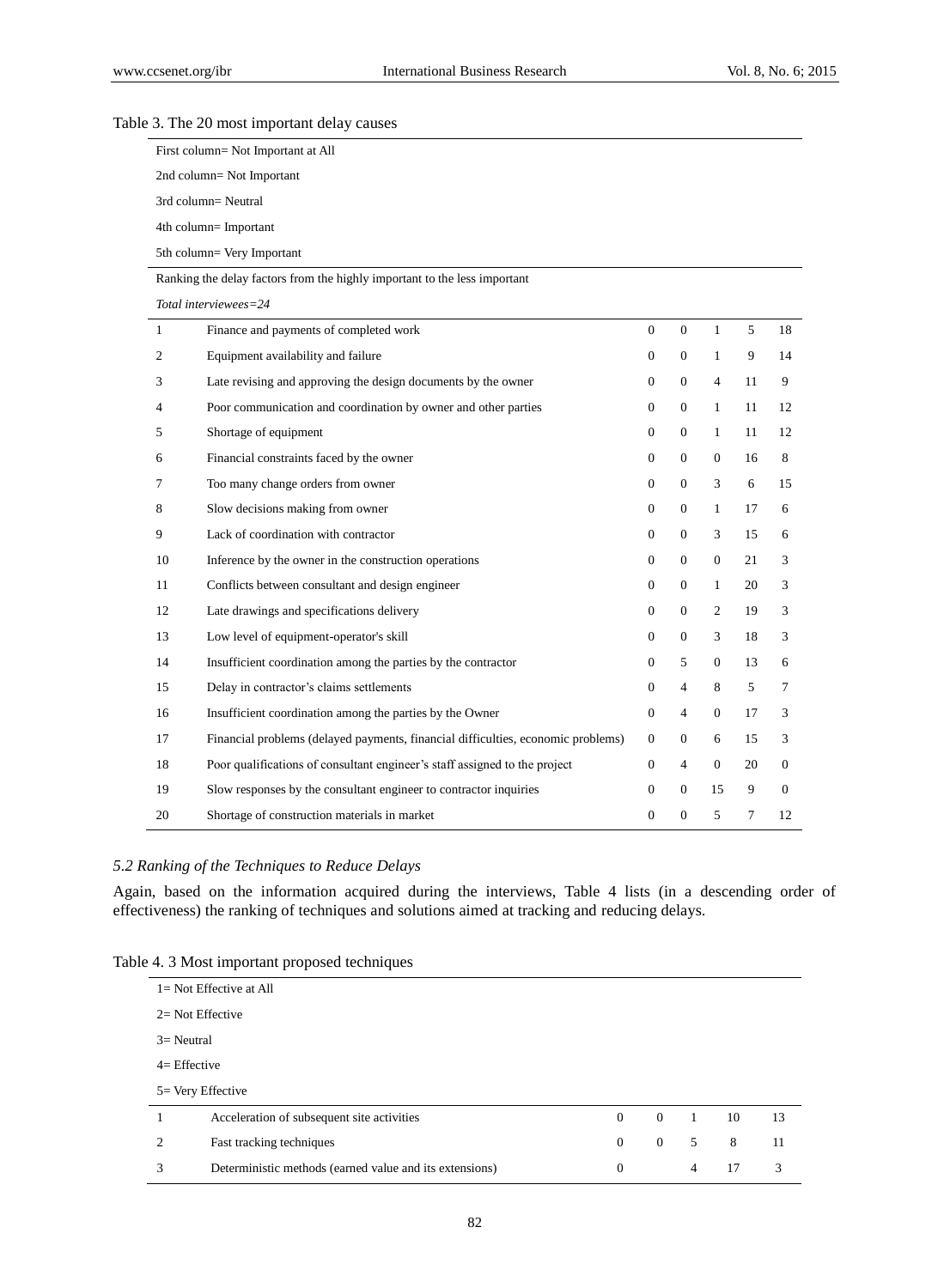Table 3. The 20 most important delay causes

First column= Not Important at All

2nd column= Not Important

3rd column= Neutral

4th column= Important

5th column= Very Important

Ranking the delay factors from the highly important to the less important

*Total interviewees=24*

| | | | | | | |
|---|---|---|---|---|---|---|
| 1 | Finance and payments of completed work | 0 | 0 | 1 | 5 | 18 |
| 2 | Equipment availability and failure | 0 | 0 | 1 | 9 | 14 |
| 3 | Late revising and approving the design documents by the owner | 0 | 0 | 4 | 11 | 9 |
| 4 | Poor communication and coordination by owner and other parties | 0 | 0 | 1 | 11 | 12 |
| 5 | Shortage of equipment | 0 | 0 | 1 | 11 | 12 |
| 6 | Financial constraints faced by the owner | 0 | 0 | 0 | 16 | 8 |
| 7 | Too many change orders from owner | 0 | 0 | 3 | 6 | 15 |
| 8 | Slow decisions making from owner | 0 | 0 | 1 | 17 | 6 |
| 9 | Lack of coordination with contractor | 0 | 0 | 3 | 15 | 6 |
| 10 | Inference by the owner in the construction operations | 0 | 0 | 0 | 21 | 3 |
| 11 | Conflicts between consultant and design engineer | 0 | 0 | 1 | 20 | 3 |
| 12 | Late drawings and specifications delivery | 0 | 0 | 2 | 19 | 3 |
| 13 | Low level of equipment-operator's skill | 0 | 0 | 3 | 18 | 3 |
| 14 | Insufficient coordination among the parties by the contractor | 0 | 5 | 0 | 13 | 6 |
| 15 | Delay in contractor's claims settlements | 0 | 4 | 8 | 5 | 7 |
| 16 | Insufficient coordination among the parties by the Owner | 0 | 4 | 0 | 17 | 3 |
| 17 | Financial problems (delayed payments, financial difficulties, economic problems) | 0 | 0 | 6 | 15 | 3 |
| 18 | Poor qualifications of consultant engineer's staff assigned to the project | 0 | 4 | 0 | 20 | 0 |
| 19 | Slow responses by the consultant engineer to contractor inquiries | 0 | 0 | 15 | 9 | 0 |
| 20 | Shortage of construction materials in market | 0 | 0 | 5 | 7 | 12 |

### *5.2 Ranking of the Techniques to Reduce Delays*

Again, based on the information acquired during the interviews, Table 4 lists (in a descending order of effectiveness) the ranking of techniques and solutions aimed at tracking and reducing delays.

Table 4. 3 Most important proposed techniques

1= Not Effective at All

2= Not Effective

3= Neutral

4= Effective

5= Very Effective

| | | | | | | |
|---|---|---|---|---|---|---|
| 1 | Acceleration of subsequent site activities | 0 | 0 | 1 | 10 | 13 |
| 2 | Fast tracking techniques | 0 | 0 | 5 | 8 | 11 |
| 3 | Deterministic methods (earned value and its extensions) | 0 | | 4 | 17 | 3 |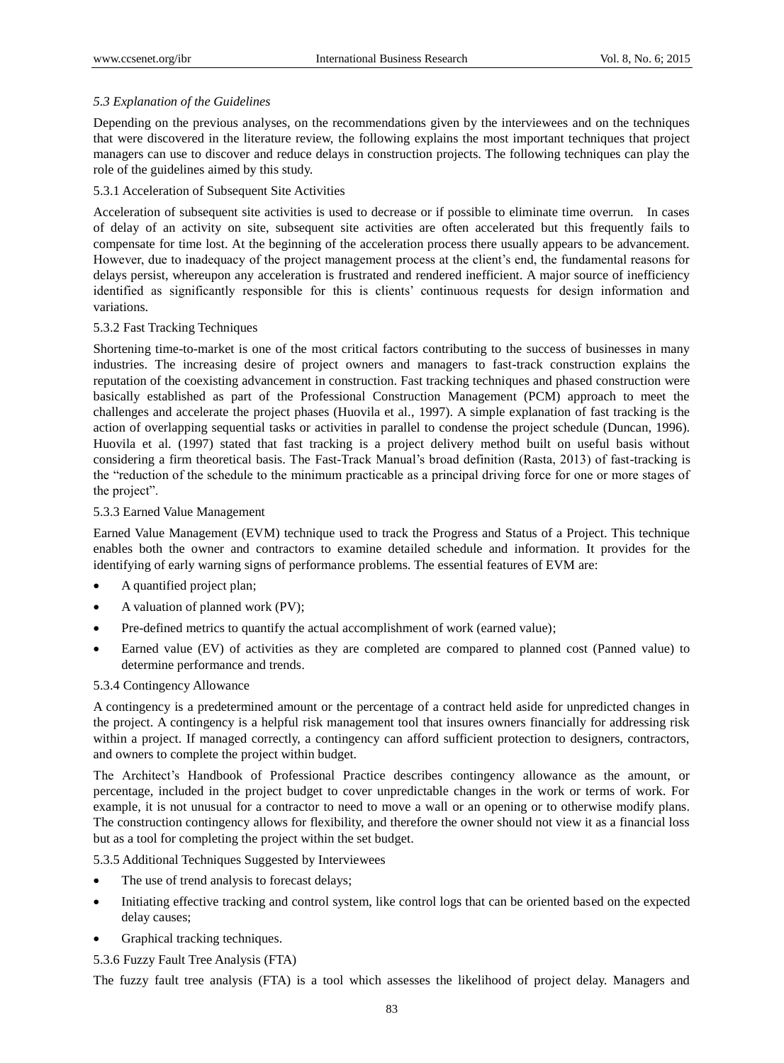### *5.3 Explanation of the Guidelines*

Depending on the previous analyses, on the recommendations given by the interviewees and on the techniques that were discovered in the literature review, the following explains the most important techniques that project managers can use to discover and reduce delays in construction projects. The following techniques can play the role of the guidelines aimed by this study.

#### 5.3.1 Acceleration of Subsequent Site Activities

Acceleration of subsequent site activities is used to decrease or if possible to eliminate time overrun. In cases of delay of an activity on site, subsequent site activities are often accelerated but this frequently fails to compensate for time lost. At the beginning of the acceleration process there usually appears to be advancement. However, due to inadequacy of the project management process at the client's end, the fundamental reasons for delays persist, whereupon any acceleration is frustrated and rendered inefficient. A major source of inefficiency identified as significantly responsible for this is clients' continuous requests for design information and variations.

#### 5.3.2 Fast Tracking Techniques

Shortening time-to-market is one of the most critical factors contributing to the success of businesses in many industries. The increasing desire of project owners and managers to fast-track construction explains the reputation of the coexisting advancement in construction. Fast tracking techniques and phased construction were basically established as part of the Professional Construction Management (PCM) approach to meet the challenges and accelerate the project phases (Huovila et al., 1997). A simple explanation of fast tracking is the action of overlapping sequential tasks or activities in parallel to condense the project schedule (Duncan, 1996). Huovila et al. (1997) stated that fast tracking is a project delivery method built on useful basis without considering a firm theoretical basis. The Fast-Track Manual's broad definition (Rasta, 2013) of fast-tracking is the "reduction of the schedule to the minimum practicable as a principal driving force for one or more stages of the project".

#### 5.3.3 Earned Value Management

Earned Value Management (EVM) technique used to track the Progress and Status of a Project. This technique enables both the owner and contractors to examine detailed schedule and information. It provides for the identifying of early warning signs of performance problems. The essential features of EVM are:

- A quantified project plan;
- A valuation of planned work (PV);
- Pre-defined metrics to quantify the actual accomplishment of work (earned value);
- Earned value (EV) of activities as they are completed are compared to planned cost (Panned value) to determine performance and trends.

#### 5.3.4 Contingency Allowance

A contingency is a predetermined amount or the percentage of a contract held aside for unpredicted changes in the project. A contingency is a helpful risk management tool that insures owners financially for addressing risk within a project. If managed correctly, a contingency can afford sufficient protection to designers, contractors, and owners to complete the project within budget.

The Architect's Handbook of Professional Practice describes contingency allowance as the amount, or percentage, included in the project budget to cover unpredictable changes in the work or terms of work. For example, it is not unusual for a contractor to need to move a wall or an opening or to otherwise modify plans. The construction contingency allows for flexibility, and therefore the owner should not view it as a financial loss but as a tool for completing the project within the set budget.

#### 5.3.5 Additional Techniques Suggested by Interviewees

- The use of trend analysis to forecast delays;
- Initiating effective tracking and control system, like control logs that can be oriented based on the expected delay causes;
- Graphical tracking techniques.

#### 5.3.6 Fuzzy Fault Tree Analysis (FTA)

The fuzzy fault tree analysis (FTA) is a tool which assesses the likelihood of project delay. Managers and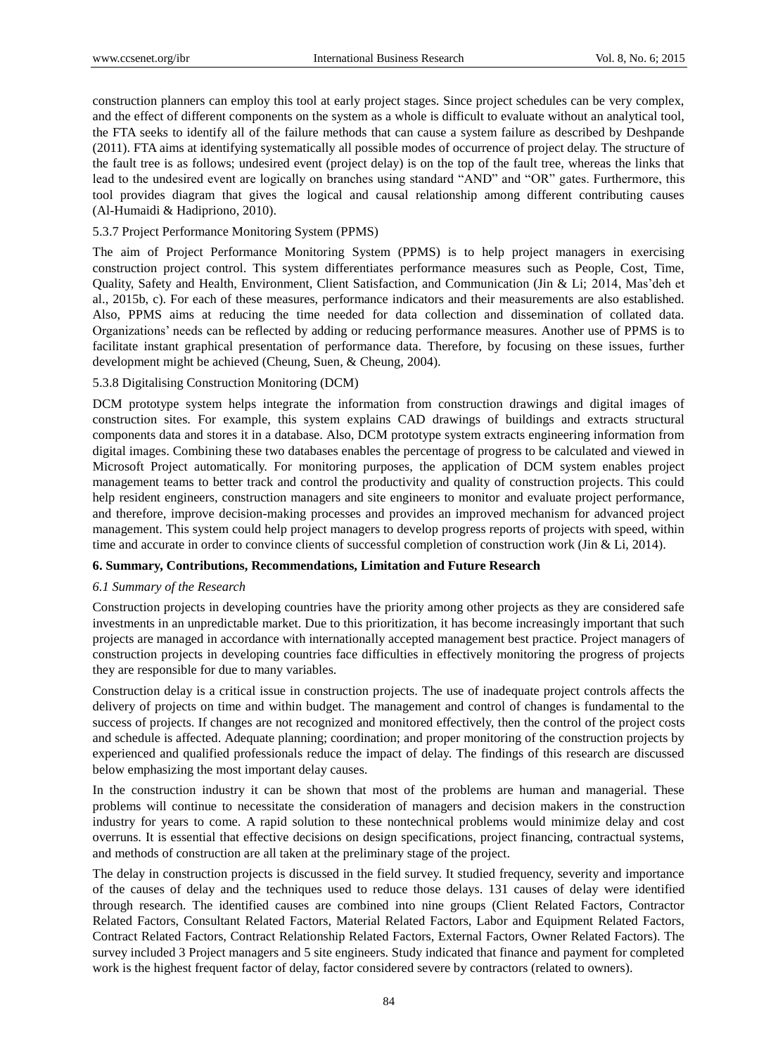construction planners can employ this tool at early project stages. Since project schedules can be very complex, and the effect of different components on the system as a whole is difficult to evaluate without an analytical tool, the FTA seeks to identify all of the failure methods that can cause a system failure as described by Deshpande (2011). FTA aims at identifying systematically all possible modes of occurrence of project delay. The structure of the fault tree is as follows; undesired event (project delay) is on the top of the fault tree, whereas the links that lead to the undesired event are logically on branches using standard "AND" and "OR" gates. Furthermore, this tool provides diagram that gives the logical and causal relationship among different contributing causes (Al-Humaidi & Hadipriono, 2010).

5.3.7 Project Performance Monitoring System (PPMS)

The aim of Project Performance Monitoring System (PPMS) is to help project managers in exercising construction project control. This system differentiates performance measures such as People, Cost, Time, Quality, Safety and Health, Environment, Client Satisfaction, and Communication (Jin & Li; 2014, Mas'deh et al., 2015b, c). For each of these measures, performance indicators and their measurements are also established. Also, PPMS aims at reducing the time needed for data collection and dissemination of collated data. Organizations' needs can be reflected by adding or reducing performance measures. Another use of PPMS is to facilitate instant graphical presentation of performance data. Therefore, by focusing on these issues, further development might be achieved (Cheung, Suen, & Cheung, 2004).

5.3.8 Digitalising Construction Monitoring (DCM)

DCM prototype system helps integrate the information from construction drawings and digital images of construction sites. For example, this system explains CAD drawings of buildings and extracts structural components data and stores it in a database. Also, DCM prototype system extracts engineering information from digital images. Combining these two databases enables the percentage of progress to be calculated and viewed in Microsoft Project automatically. For monitoring purposes, the application of DCM system enables project management teams to better track and control the productivity and quality of construction projects. This could help resident engineers, construction managers and site engineers to monitor and evaluate project performance, and therefore, improve decision-making processes and provides an improved mechanism for advanced project management. This system could help project managers to develop progress reports of projects with speed, within time and accurate in order to convince clients of successful completion of construction work (Jin & Li, 2014).

## 6. Summary, Contributions, Recommendations, Limitation and Future Research

### *6.1 Summary of the Research*

Construction projects in developing countries have the priority among other projects as they are considered safe investments in an unpredictable market. Due to this prioritization, it has become increasingly important that such projects are managed in accordance with internationally accepted management best practice. Project managers of construction projects in developing countries face difficulties in effectively monitoring the progress of projects they are responsible for due to many variables.

Construction delay is a critical issue in construction projects. The use of inadequate project controls affects the delivery of projects on time and within budget. The management and control of changes is fundamental to the success of projects. If changes are not recognized and monitored effectively, then the control of the project costs and schedule is affected. Adequate planning; coordination; and proper monitoring of the construction projects by experienced and qualified professionals reduce the impact of delay. The findings of this research are discussed below emphasizing the most important delay causes.

In the construction industry it can be shown that most of the problems are human and managerial. These problems will continue to necessitate the consideration of managers and decision makers in the construction industry for years to come. A rapid solution to these nontechnical problems would minimize delay and cost overruns. It is essential that effective decisions on design specifications, project financing, contractual systems, and methods of construction are all taken at the preliminary stage of the project.

The delay in construction projects is discussed in the field survey. It studied frequency, severity and importance of the causes of delay and the techniques used to reduce those delays. 131 causes of delay were identified through research. The identified causes are combined into nine groups (Client Related Factors, Contractor Related Factors, Consultant Related Factors, Material Related Factors, Labor and Equipment Related Factors, Contract Related Factors, Contract Relationship Related Factors, External Factors, Owner Related Factors). The survey included 3 Project managers and 5 site engineers. Study indicated that finance and payment for completed work is the highest frequent factor of delay, factor considered severe by contractors (related to owners).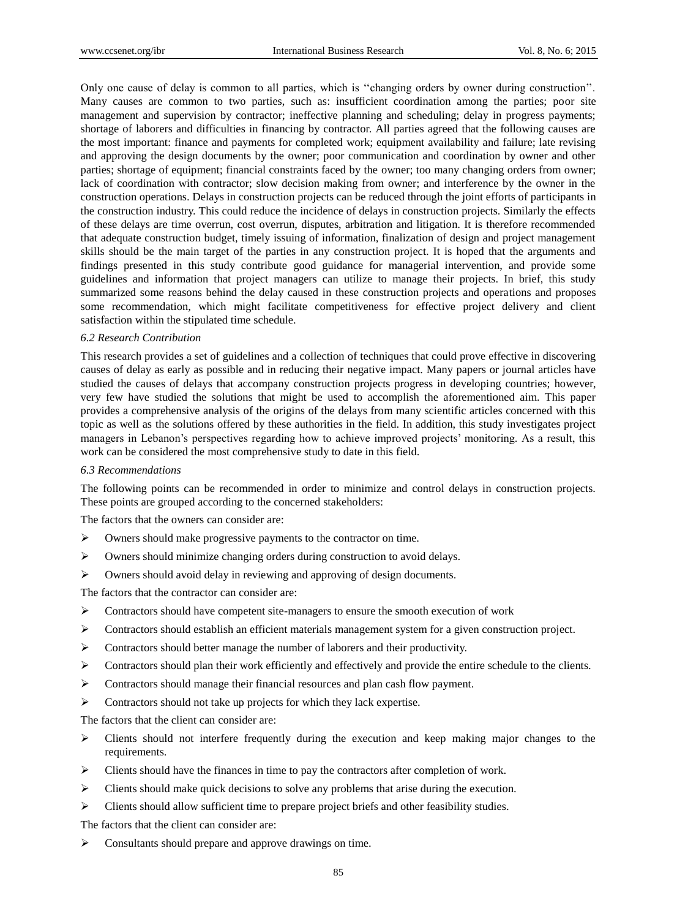Only one cause of delay is common to all parties, which is "changing orders by owner during construction". Many causes are common to two parties, such as: insufficient coordination among the parties; poor site management and supervision by contractor; ineffective planning and scheduling; delay in progress payments; shortage of laborers and difficulties in financing by contractor. All parties agreed that the following causes are the most important: finance and payments for completed work; equipment availability and failure; late revising and approving the design documents by the owner; poor communication and coordination by owner and other parties; shortage of equipment; financial constraints faced by the owner; too many changing orders from owner; lack of coordination with contractor; slow decision making from owner; and interference by the owner in the construction operations. Delays in construction projects can be reduced through the joint efforts of participants in the construction industry. This could reduce the incidence of delays in construction projects. Similarly the effects of these delays are time overrun, cost overrun, disputes, arbitration and litigation. It is therefore recommended that adequate construction budget, timely issuing of information, finalization of design and project management skills should be the main target of the parties in any construction project. It is hoped that the arguments and findings presented in this study contribute good guidance for managerial intervention, and provide some guidelines and information that project managers can utilize to manage their projects. In brief, this study summarized some reasons behind the delay caused in these construction projects and operations and proposes some recommendation, which might facilitate competitiveness for effective project delivery and client satisfaction within the stipulated time schedule.

### *6.2 Research Contribution*

This research provides a set of guidelines and a collection of techniques that could prove effective in discovering causes of delay as early as possible and in reducing their negative impact. Many papers or journal articles have studied the causes of delays that accompany construction projects progress in developing countries; however, very few have studied the solutions that might be used to accomplish the aforementioned aim. This paper provides a comprehensive analysis of the origins of the delays from many scientific articles concerned with this topic as well as the solutions offered by these authorities in the field. In addition, this study investigates project managers in Lebanon's perspectives regarding how to achieve improved projects' monitoring. As a result, this work can be considered the most comprehensive study to date in this field.

### *6.3 Recommendations*

The following points can be recommended in order to minimize and control delays in construction projects. These points are grouped according to the concerned stakeholders:

The factors that the owners can consider are:

- Owners should make progressive payments to the contractor on time.
- Owners should minimize changing orders during construction to avoid delays.
- Owners should avoid delay in reviewing and approving of design documents.

The factors that the contractor can consider are:

- Contractors should have competent site-managers to ensure the smooth execution of work
- Contractors should establish an efficient materials management system for a given construction project.
- Contractors should better manage the number of laborers and their productivity.
- Contractors should plan their work efficiently and effectively and provide the entire schedule to the clients.
- Contractors should manage their financial resources and plan cash flow payment.
- Contractors should not take up projects for which they lack expertise.

The factors that the client can consider are:

- Clients should not interfere frequently during the execution and keep making major changes to the requirements.
- Clients should have the finances in time to pay the contractors after completion of work.
- Clients should make quick decisions to solve any problems that arise during the execution.
- Clients should allow sufficient time to prepare project briefs and other feasibility studies.

The factors that the client can consider are:

- Consultants should prepare and approve drawings on time.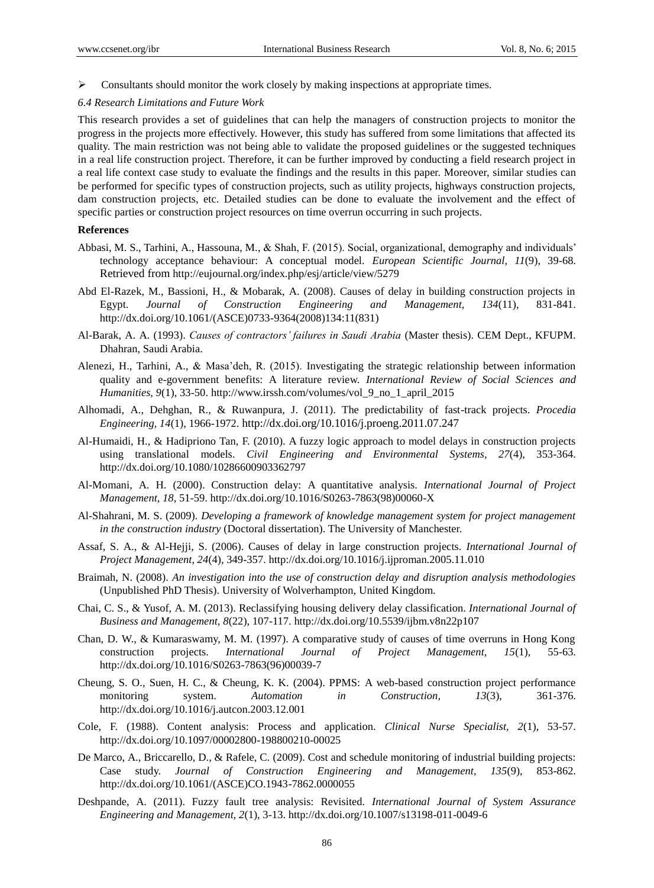- Consultants should monitor the work closely by making inspections at appropriate times.

### 6.4 Research Limitations and Future Work

This research provides a set of guidelines that can help the managers of construction projects to monitor the progress in the projects more effectively. However, this study has suffered from some limitations that affected its quality. The main restriction was not being able to validate the proposed guidelines or the suggested techniques in a real life construction project. Therefore, it can be further improved by conducting a field research project in a real life context case study to evaluate the findings and the results in this paper. Moreover, similar studies can be performed for specific types of construction projects, such as utility projects, highways construction projects, dam construction projects, etc. Detailed studies can be done to evaluate the involvement and the effect of specific parties or construction project resources on time overrun occurring in such projects.

## References

Abbasi, M. S., Tarhini, A., Hassouna, M., & Shah, F. (2015). Social, organizational, demography and individuals' technology acceptance behaviour: A conceptual model. *European Scientific Journal, 11*(9), 39-68. Retrieved from http://eujournal.org/index.php/esj/article/view/5279

Abd El-Razek, M., Bassioni, H., & Mobarak, A. (2008). Causes of delay in building construction projects in Egypt. *Journal of Construction Engineering and Management, 134*(11), 831-841. http://dx.doi.org/10.1061/(ASCE)0733-9364(2008)134:11(831)

Al-Barak, A. A. (1993). *Causes of contractors' failures in Saudi Arabia* (Master thesis). CEM Dept., KFUPM. Dhahran, Saudi Arabia.

Alenezi, H., Tarhini, A., & Masa'deh, R. (2015). Investigating the strategic relationship between information quality and e-government benefits: A literature review. *International Review of Social Sciences and Humanities, 9*(1), 33-50. http://www.irssh.com/volumes/vol_9_no_1_april_2015

Alhomadi, A., Dehghan, R., & Ruwanpura, J. (2011). The predictability of fast-track projects. *Procedia Engineering, 14*(1), 1966-1972. http://dx.doi.org/10.1016/j.proeng.2011.07.247

Al-Humaidi, H., & Hadipriono Tan, F. (2010). A fuzzy logic approach to model delays in construction projects using translational models. *Civil Engineering and Environmental Systems, 27*(4), 353-364. http://dx.doi.org/10.1080/10286600903362797

Al-Momani, A. H. (2000). Construction delay: A quantitative analysis. *International Journal of Project Management, 18*, 51-59. http://dx.doi.org/10.1016/S0263-7863(98)00060-X

Al-Shahrani, M. S. (2009). *Developing a framework of knowledge management system for project management in the construction industry* (Doctoral dissertation). The University of Manchester.

Assaf, S. A., & Al-Hejji, S. (2006). Causes of delay in large construction projects. *International Journal of Project Management, 24*(4), 349-357. http://dx.doi.org/10.1016/j.ijproman.2005.11.010

Braimah, N. (2008). *An investigation into the use of construction delay and disruption analysis methodologies* (Unpublished PhD Thesis). University of Wolverhampton, United Kingdom.

Chai, C. S., & Yusof, A. M. (2013). Reclassifying housing delivery delay classification. *International Journal of Business and Management, 8*(22), 107-117. http://dx.doi.org/10.5539/ijbm.v8n22p107

Chan, D. W., & Kumaraswamy, M. M. (1997). A comparative study of causes of time overruns in Hong Kong construction projects. *International Journal of Project Management, 15*(1), 55-63. http://dx.doi.org/10.1016/S0263-7863(96)00039-7

Cheung, S. O., Suen, H. C., & Cheung, K. K. (2004). PPMS: A web-based construction project performance monitoring system. *Automation in Construction, 13*(3), 361-376. http://dx.doi.org/10.1016/j.autcon.2003.12.001

Cole, F. (1988). Content analysis: Process and application. *Clinical Nurse Specialist, 2*(1), 53-57. http://dx.doi.org/10.1097/00002800-198800210-00025

De Marco, A., Briccarello, D., & Rafele, C. (2009). Cost and schedule monitoring of industrial building projects: Case study. *Journal of Construction Engineering and Management, 135*(9), 853-862. http://dx.doi.org/10.1061/(ASCE)CO.1943-7862.0000055

Deshpande, A. (2011). Fuzzy fault tree analysis: Revisited. *International Journal of System Assurance Engineering and Management, 2*(1), 3-13. http://dx.doi.org/10.1007/s13198-011-0049-6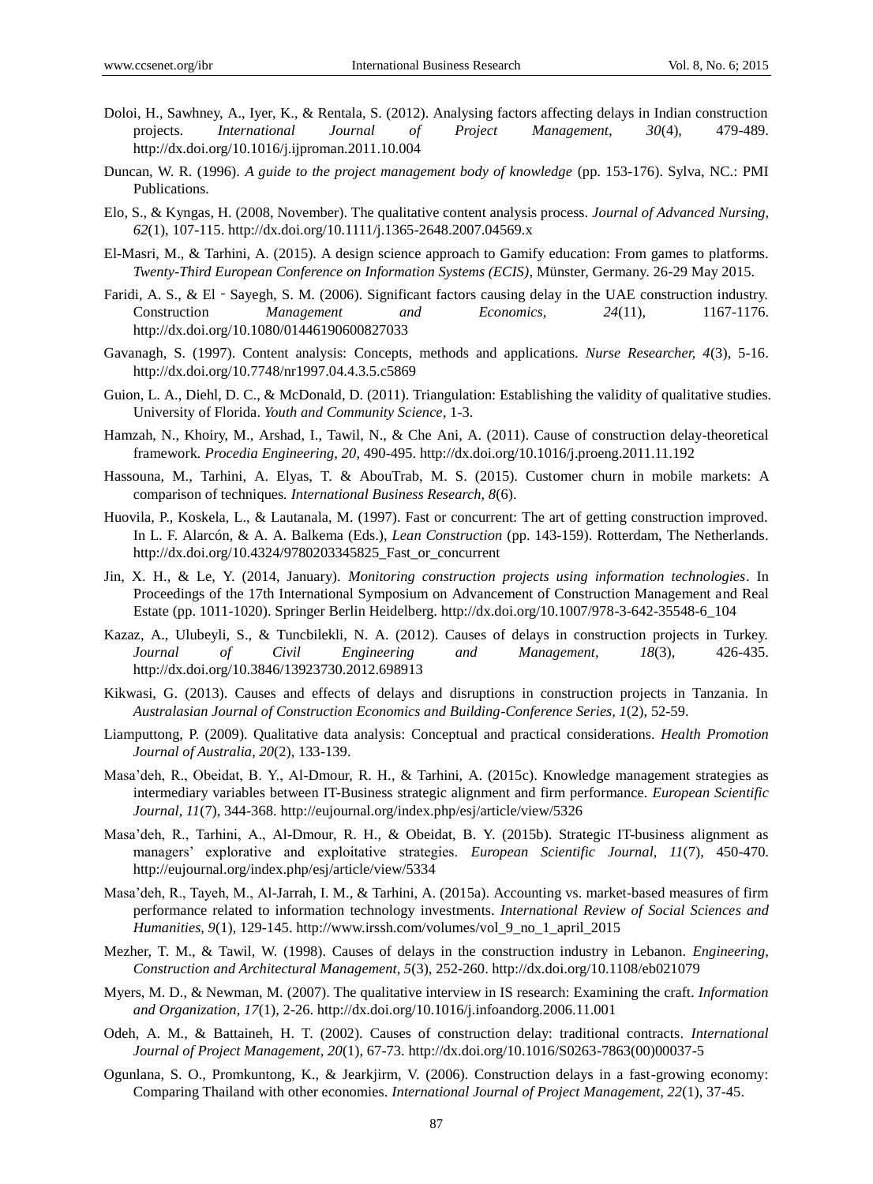Doloi, H., Sawhney, A., Iyer, K., & Rentala, S. (2012). Analysing factors affecting delays in Indian construction projects. *International Journal of Project Management, 30*(4), 479-489. http://dx.doi.org/10.1016/j.ijproman.2011.10.004

Duncan, W. R. (1996). *A guide to the project management body of knowledge* (pp. 153-176). Sylva, NC.: PMI Publications.

Elo, S., & Kyngas, H. (2008, November). The qualitative content analysis process. *Journal of Advanced Nursing, 62*(1), 107-115. http://dx.doi.org/10.1111/j.1365-2648.2007.04569.x

El-Masri, M., & Tarhini, A. (2015). A design science approach to Gamify education: From games to platforms. *Twenty-Third European Conference on Information Systems (ECIS)*, Münster, Germany. 26-29 May 2015.

Faridi, A. S., & El - Sayegh, S. M. (2006). Significant factors causing delay in the UAE construction industry. Construction *Management and Economics, 24*(11), 1167-1176. http://dx.doi.org/10.1080/01446190600827033

Gavanagh, S. (1997). Content analysis: Concepts, methods and applications. *Nurse Researcher, 4*(3), 5-16. http://dx.doi.org/10.7748/nr1997.04.4.3.5.c5869

Guion, L. A., Diehl, D. C., & McDonald, D. (2011). Triangulation: Establishing the validity of qualitative studies. University of Florida. *Youth and Community Science*, 1-3.

Hamzah, N., Khoiry, M., Arshad, I., Tawil, N., & Che Ani, A. (2011). Cause of construction delay-theoretical framework. *Procedia Engineering, 20*, 490-495. http://dx.doi.org/10.1016/j.proeng.2011.11.192

Hassouna, M., Tarhini, A. Elyas, T. & AbouTrab, M. S. (2015). Customer churn in mobile markets: A comparison of techniques. *International Business Research, 8*(6).

Huovila, P., Koskela, L., & Lautanala, M. (1997). Fast or concurrent: The art of getting construction improved. In L. F. Alarcón, & A. A. Balkema (Eds.), *Lean Construction* (pp. 143-159). Rotterdam, The Netherlands. http://dx.doi.org/10.4324/9780203345825_Fast_or_concurrent

Jin, X. H., & Le, Y. (2014, January). *Monitoring construction projects using information technologies*. In Proceedings of the 17th International Symposium on Advancement of Construction Management and Real Estate (pp. 1011-1020). Springer Berlin Heidelberg. http://dx.doi.org/10.1007/978-3-642-35548-6_104

Kazaz, A., Ulubeyli, S., & Tuncbilekli, N. A. (2012). Causes of delays in construction projects in Turkey. *Journal of Civil Engineering and Management, 18*(3), 426-435. http://dx.doi.org/10.3846/13923730.2012.698913

Kikwasi, G. (2013). Causes and effects of delays and disruptions in construction projects in Tanzania. In *Australasian Journal of Construction Economics and Building-Conference Series, 1*(2), 52-59.

Liamputtong, P. (2009). Qualitative data analysis: Conceptual and practical considerations. *Health Promotion Journal of Australia, 20*(2), 133-139.

Masa'deh, R., Obeidat, B. Y., Al-Dmour, R. H., & Tarhini, A. (2015c). Knowledge management strategies as intermediary variables between IT-Business strategic alignment and firm performance. *European Scientific Journal, 11*(7), 344-368. http://eujournal.org/index.php/esj/article/view/5326

Masa'deh, R., Tarhini, A., Al-Dmour, R. H., & Obeidat, B. Y. (2015b). Strategic IT-business alignment as managers' explorative and exploitative strategies. *European Scientific Journal, 11*(7), 450-470. http://eujournal.org/index.php/esj/article/view/5334

Masa'deh, R., Tayeh, M., Al-Jarrah, I. M., & Tarhini, A. (2015a). Accounting vs. market-based measures of firm performance related to information technology investments. *International Review of Social Sciences and Humanities, 9*(1), 129-145. http://www.irssh.com/volumes/vol_9_no_1_april_2015

Mezher, T. M., & Tawil, W. (1998). Causes of delays in the construction industry in Lebanon. *Engineering, Construction and Architectural Management, 5*(3), 252-260. http://dx.doi.org/10.1108/eb021079

Myers, M. D., & Newman, M. (2007). The qualitative interview in IS research: Examining the craft. *Information and Organization, 17*(1), 2-26. http://dx.doi.org/10.1016/j.infoandorg.2006.11.001

Odeh, A. M., & Battaineh, H. T. (2002). Causes of construction delay: traditional contracts. *International Journal of Project Management, 20*(1), 67-73. http://dx.doi.org/10.1016/S0263-7863(00)00037-5

Ogunlana, S. O., Promkuntong, K., & Jearkjirm, V. (2006). Construction delays in a fast-growing economy: Comparing Thailand with other economies. *International Journal of Project Management, 22*(1), 37-45.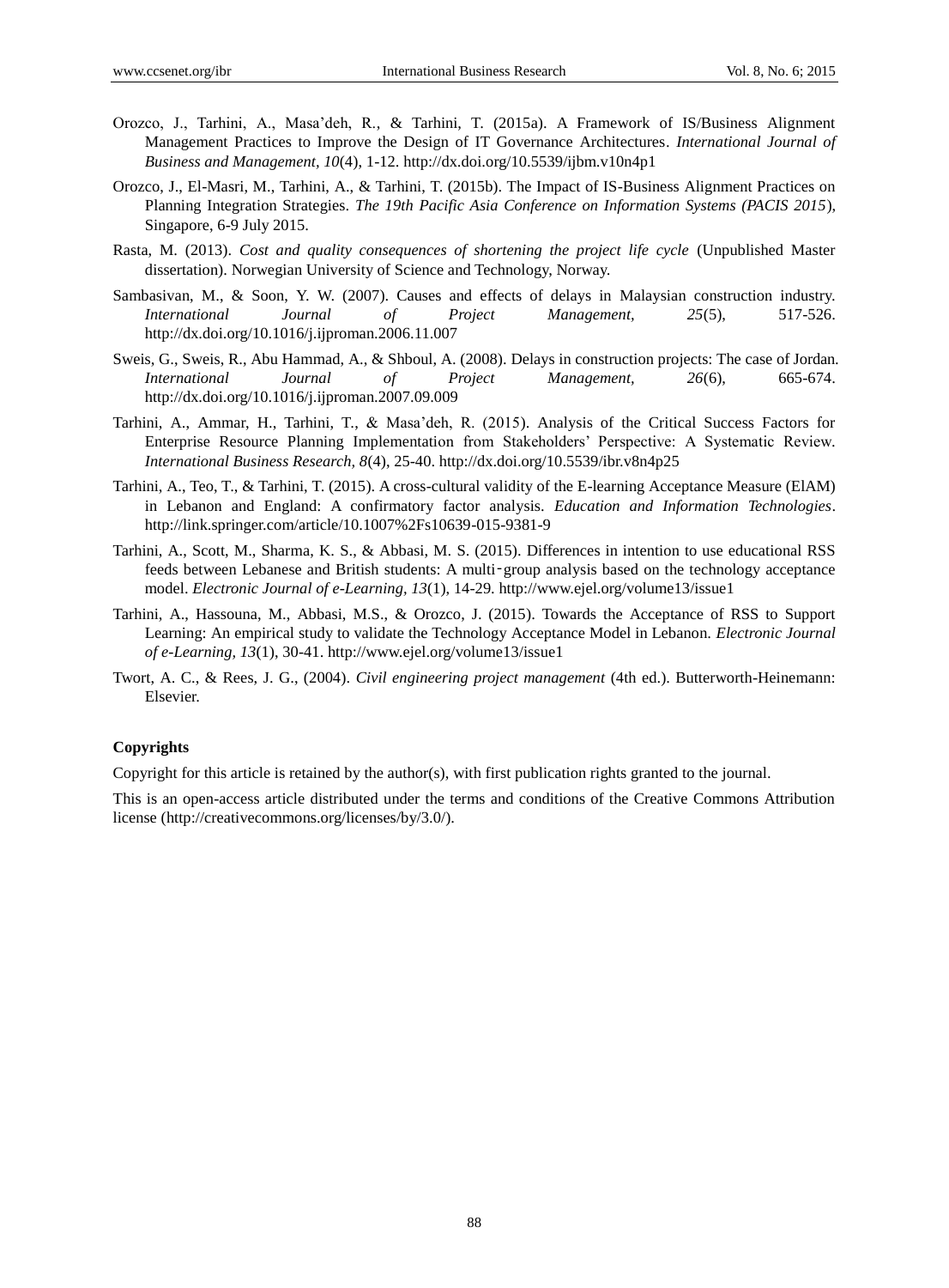Orozco, J., Tarhini, A., Masa'deh, R., & Tarhini, T. (2015a). A Framework of IS/Business Alignment Management Practices to Improve the Design of IT Governance Architectures. *International Journal of Business and Management, 10*(4), 1-12. http://dx.doi.org/10.5539/ijbm.v10n4p1

Orozco, J., El-Masri, M., Tarhini, A., & Tarhini, T. (2015b). The Impact of IS-Business Alignment Practices on Planning Integration Strategies. *The 19th Pacific Asia Conference on Information Systems (PACIS 2015*), Singapore, 6-9 July 2015.

Rasta, M. (2013). *Cost and quality consequences of shortening the project life cycle* (Unpublished Master dissertation). Norwegian University of Science and Technology, Norway.

Sambasivan, M., & Soon, Y. W. (2007). Causes and effects of delays in Malaysian construction industry. *International Journal of Project Management, 25*(5), 517-526. http://dx.doi.org/10.1016/j.ijproman.2006.11.007

Sweis, G., Sweis, R., Abu Hammad, A., & Shboul, A. (2008). Delays in construction projects: The case of Jordan. *International Journal of Project Management, 26*(6), 665-674. http://dx.doi.org/10.1016/j.ijproman.2007.09.009

Tarhini, A., Ammar, H., Tarhini, T., & Masa'deh, R. (2015). Analysis of the Critical Success Factors for Enterprise Resource Planning Implementation from Stakeholders' Perspective: A Systematic Review. *International Business Research, 8*(4), 25-40. http://dx.doi.org/10.5539/ibr.v8n4p25

Tarhini, A., Teo, T., & Tarhini, T. (2015). A cross-cultural validity of the E-learning Acceptance Measure (ElAM) in Lebanon and England: A confirmatory factor analysis. *Education and Information Technologies*. http://link.springer.com/article/10.1007%2Fs10639-015-9381-9

Tarhini, A., Scott, M., Sharma, K. S., & Abbasi, M. S. (2015). Differences in intention to use educational RSS feeds between Lebanese and British students: A multi-group analysis based on the technology acceptance model. *Electronic Journal of e-Learning, 13*(1), 14-29. http://www.ejel.org/volume13/issue1

Tarhini, A., Hassouna, M., Abbasi, M.S., & Orozco, J. (2015). Towards the Acceptance of RSS to Support Learning: An empirical study to validate the Technology Acceptance Model in Lebanon. *Electronic Journal of e-Learning, 13*(1), 30-41. http://www.ejel.org/volume13/issue1

Twort, A. C., & Rees, J. G., (2004). *Civil engineering project management* (4th ed.). Butterworth-Heinemann: Elsevier.

**Copyrights**

Copyright for this article is retained by the author(s), with first publication rights granted to the journal.

This is an open-access article distributed under the terms and conditions of the Creative Commons Attribution license (http://creativecommons.org/licenses/by/3.0/).